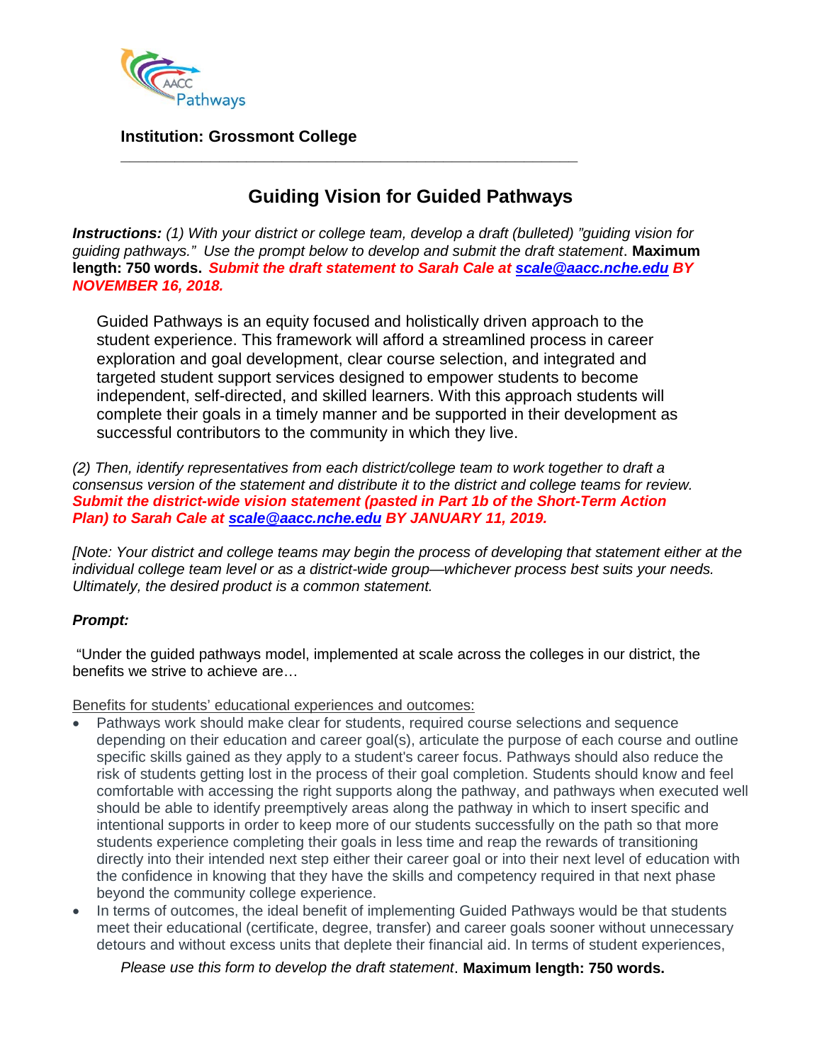**Institution: Grossmont College**

---

# Guiding Vision for Guided Pathways

***Instructions:*** *(1) With your district or college team, develop a draft (bulleted) "guiding vision for guiding pathways." Use the prompt below to develop and submit the draft statement*. **Maximum length: 750 words.** ***Submit the draft statement to Sarah Cale at scale@aacc.nche.edu BY NOVEMBER 16, 2018.***

Guided Pathways is an equity focused and holistically driven approach to the student experience. This framework will afford a streamlined process in career exploration and goal development, clear course selection, and integrated and targeted student support services designed to empower students to become independent, self-directed, and skilled learners. With this approach students will complete their goals in a timely manner and be supported in their development as successful contributors to the community in which they live.

*(2) Then, identify representatives from each district/college team to work together to draft a consensus version of the statement and distribute it to the district and college teams for review.* ***Submit the district-wide vision statement (pasted in Part 1b of the Short-Term Action Plan) to Sarah Cale at scale@aacc.nche.edu BY JANUARY 11, 2019.***

*[Note: Your district and college teams may begin the process of developing that statement either at the individual college team level or as a district-wide group—whichever process best suits your needs. Ultimately, the desired product is a common statement.*

***Prompt:***

"Under the guided pathways model, implemented at scale across the colleges in our district, the benefits we strive to achieve are…

Benefits for students' educational experiences and outcomes:

- Pathways work should make clear for students, required course selections and sequence depending on their education and career goal(s), articulate the purpose of each course and outline specific skills gained as they apply to a student's career focus. Pathways should also reduce the risk of students getting lost in the process of their goal completion. Students should know and feel comfortable with accessing the right supports along the pathway, and pathways when executed well should be able to identify preemptively areas along the pathway in which to insert specific and intentional supports in order to keep more of our students successfully on the path so that more students experience completing their goals in less time and reap the rewards of transitioning directly into their intended next step either their career goal or into their next level of education with the confidence in knowing that they have the skills and competency required in that next phase beyond the community college experience.
- In terms of outcomes, the ideal benefit of implementing Guided Pathways would be that students meet their educational (certificate, degree, transfer) and career goals sooner without unnecessary detours and without excess units that deplete their financial aid. In terms of student experiences,

*Please use this form to develop the draft statement*. **Maximum length: 750 words.**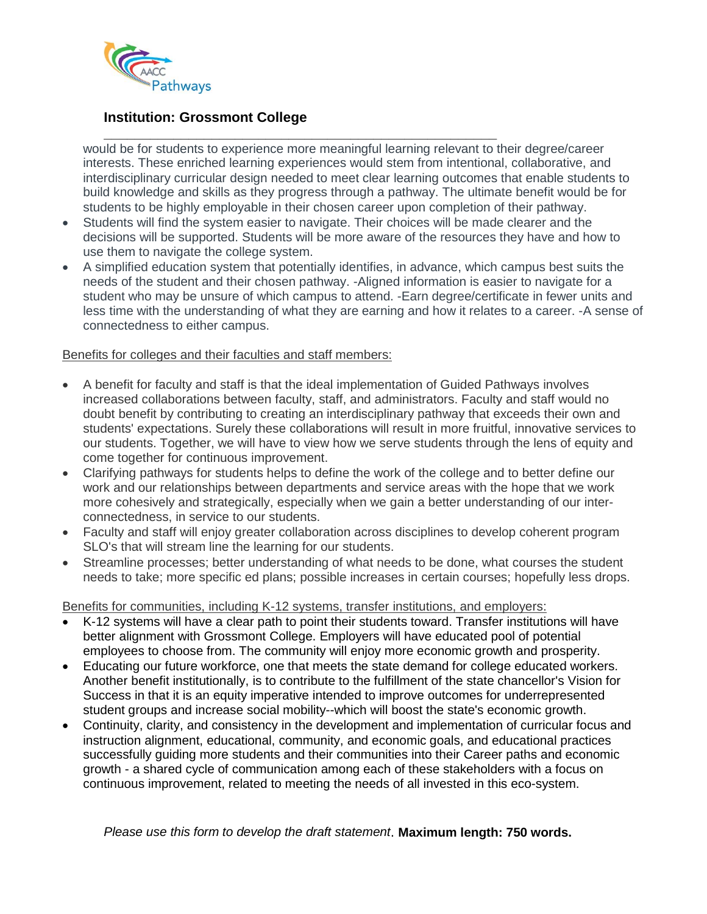**Institution: Grossmont College**

would be for students to experience more meaningful learning relevant to their degree/career interests. These enriched learning experiences would stem from intentional, collaborative, and interdisciplinary curricular design needed to meet clear learning outcomes that enable students to build knowledge and skills as they progress through a pathway. The ultimate benefit would be for students to be highly employable in their chosen career upon completion of their pathway.

- Students will find the system easier to navigate. Their choices will be made clearer and the decisions will be supported. Students will be more aware of the resources they have and how to use them to navigate the college system.
- A simplified education system that potentially identifies, in advance, which campus best suits the needs of the student and their chosen pathway. -Aligned information is easier to navigate for a student who may be unsure of which campus to attend. -Earn degree/certificate in fewer units and less time with the understanding of what they are earning and how it relates to a career. -A sense of connectedness to either campus.

Benefits for colleges and their faculties and staff members:

- A benefit for faculty and staff is that the ideal implementation of Guided Pathways involves increased collaborations between faculty, staff, and administrators. Faculty and staff would no doubt benefit by contributing to creating an interdisciplinary pathway that exceeds their own and students' expectations. Surely these collaborations will result in more fruitful, innovative services to our students. Together, we will have to view how we serve students through the lens of equity and come together for continuous improvement.
- Clarifying pathways for students helps to define the work of the college and to better define our work and our relationships between departments and service areas with the hope that we work more cohesively and strategically, especially when we gain a better understanding of our inter-connectedness, in service to our students.
- Faculty and staff will enjoy greater collaboration across disciplines to develop coherent program SLO's that will stream line the learning for our students.
- Streamline processes; better understanding of what needs to be done, what courses the student needs to take; more specific ed plans; possible increases in certain courses; hopefully less drops.

Benefits for communities, including K-12 systems, transfer institutions, and employers:

- K-12 systems will have a clear path to point their students toward. Transfer institutions will have better alignment with Grossmont College. Employers will have educated pool of potential employees to choose from. The community will enjoy more economic growth and prosperity.
- Educating our future workforce, one that meets the state demand for college educated workers. Another benefit institutionally, is to contribute to the fulfillment of the state chancellor's Vision for Success in that it is an equity imperative intended to improve outcomes for underrepresented student groups and increase social mobility--which will boost the state's economic growth.
- Continuity, clarity, and consistency in the development and implementation of curricular focus and instruction alignment, educational, community, and economic goals, and educational practices successfully guiding more students and their communities into their Career paths and economic growth - a shared cycle of communication among each of these stakeholders with a focus on continuous improvement, related to meeting the needs of all invested in this eco-system.

*Please use this form to develop the draft statement*. **Maximum length: 750 words.**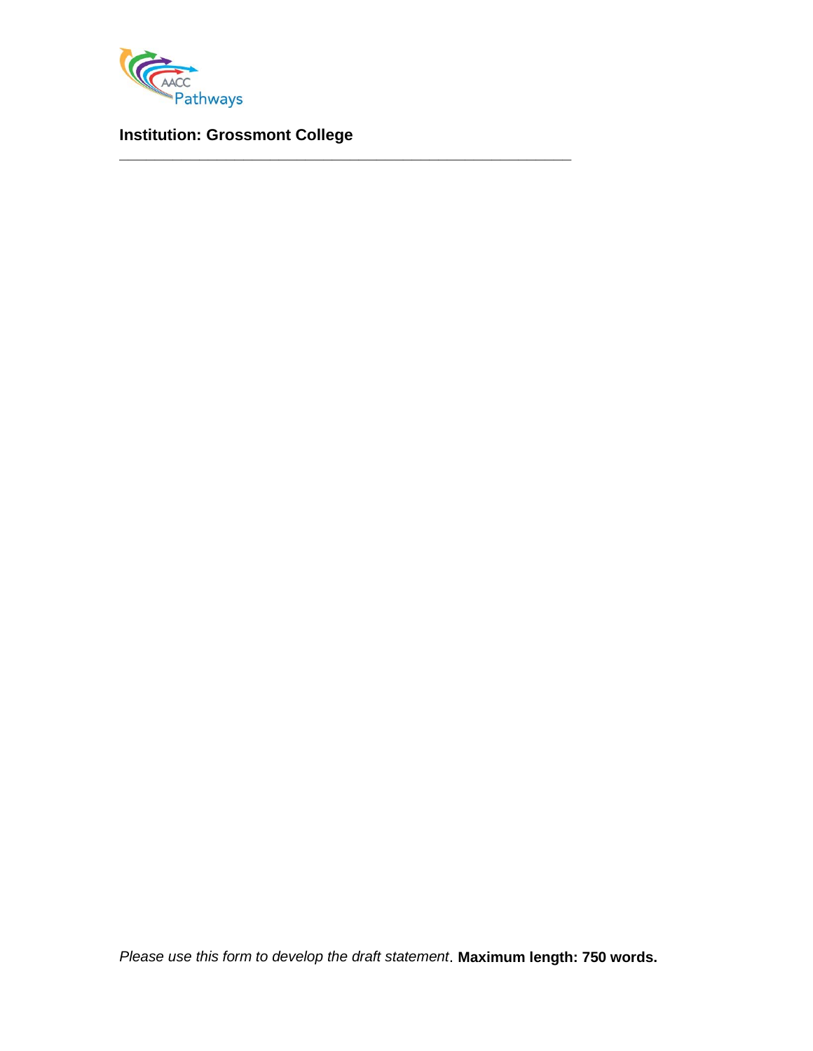**Institution: Grossmont College**

---

*Please use this form to develop the draft statement*. **Maximum length: 750 words.**